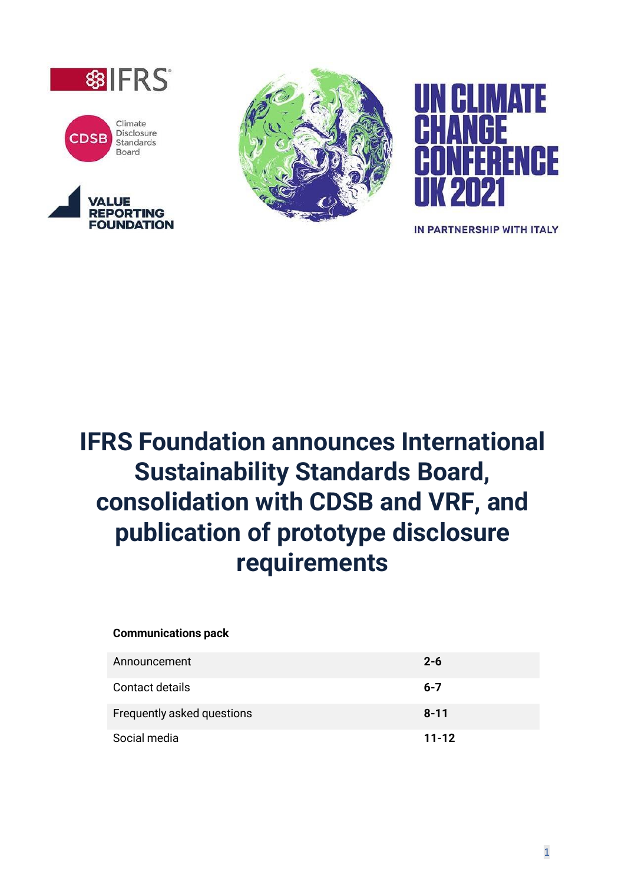IFRS

CDSB Climate Disclosure Standards Board

VALUE REPORTING FOUNDATION

UN CLIMATE CHANGE CONFERENCE UK 2021

IN PARTNERSHIP WITH ITALY

# IFRS Foundation announces International Sustainability Standards Board, consolidation with CDSB and VRF, and publication of prototype disclosure requirements

**Communications pack**

| | |
|---|---|
| Announcement | **2-6** |
| Contact details | **6-7** |
| Frequently asked questions | **8-11** |
| Social media | **11-12** |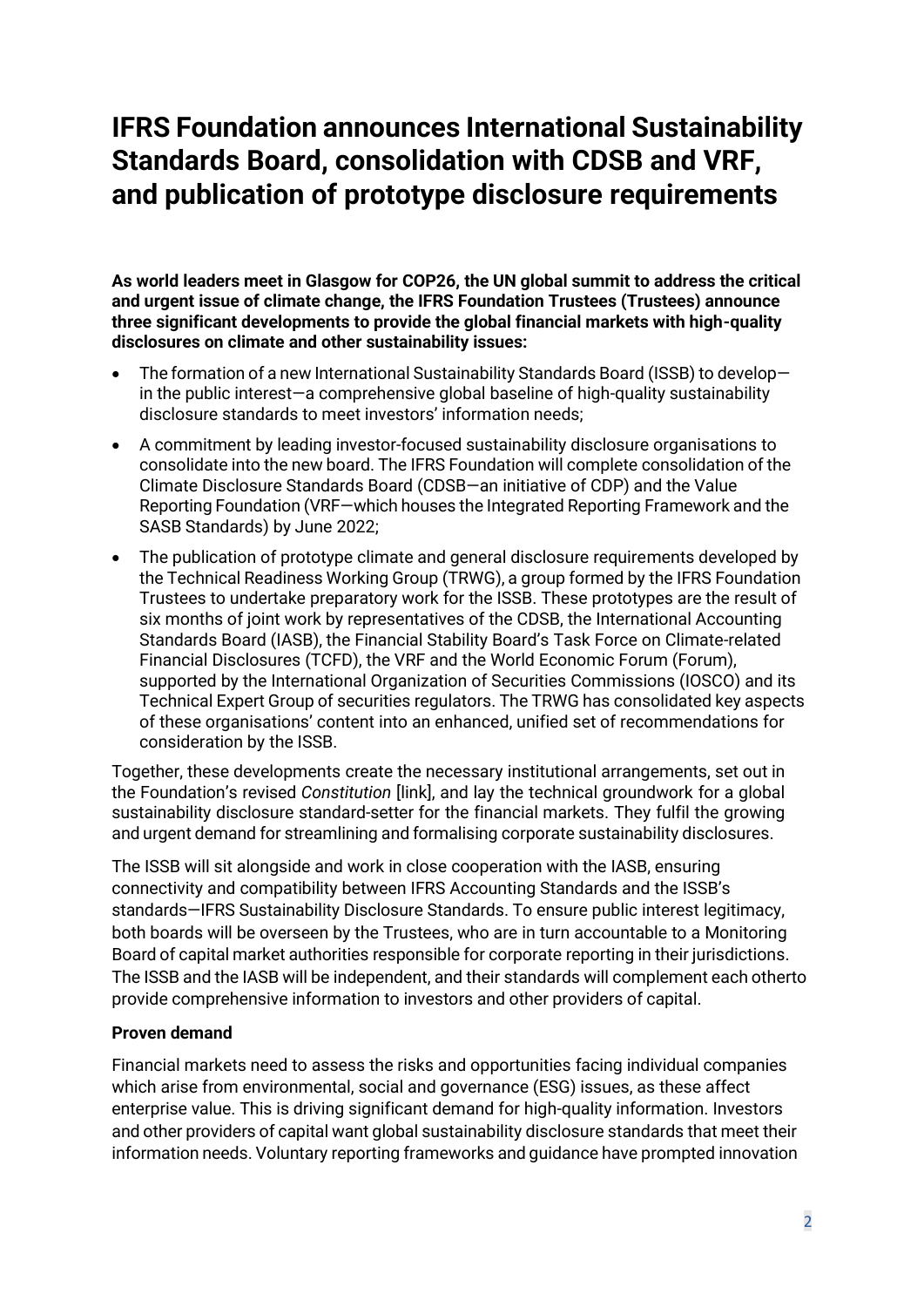# IFRS Foundation announces International Sustainability Standards Board, consolidation with CDSB and VRF, and publication of prototype disclosure requirements

**As world leaders meet in Glasgow for COP26, the UN global summit to address the critical and urgent issue of climate change, the IFRS Foundation Trustees (Trustees) announce three significant developments to provide the global financial markets with high-quality disclosures on climate and other sustainability issues:**

- The formation of a new International Sustainability Standards Board (ISSB) to develop—in the public interest—a comprehensive global baseline of high-quality sustainability disclosure standards to meet investors' information needs;
- A commitment by leading investor-focused sustainability disclosure organisations to consolidate into the new board. The IFRS Foundation will complete consolidation of the Climate Disclosure Standards Board (CDSB—an initiative of CDP) and the Value Reporting Foundation (VRF—which houses the Integrated Reporting Framework and the SASB Standards) by June 2022;
- The publication of prototype climate and general disclosure requirements developed by the Technical Readiness Working Group (TRWG), a group formed by the IFRS Foundation Trustees to undertake preparatory work for the ISSB. These prototypes are the result of six months of joint work by representatives of the CDSB, the International Accounting Standards Board (IASB), the Financial Stability Board's Task Force on Climate-related Financial Disclosures (TCFD), the VRF and the World Economic Forum (Forum), supported by the International Organization of Securities Commissions (IOSCO) and its Technical Expert Group of securities regulators. The TRWG has consolidated key aspects of these organisations' content into an enhanced, unified set of recommendations for consideration by the ISSB.

Together, these developments create the necessary institutional arrangements, set out in the Foundation's revised *Constitution* [link], and lay the technical groundwork for a global sustainability disclosure standard-setter for the financial markets. They fulfil the growing and urgent demand for streamlining and formalising corporate sustainability disclosures.

The ISSB will sit alongside and work in close cooperation with the IASB, ensuring connectivity and compatibility between IFRS Accounting Standards and the ISSB's standards—IFRS Sustainability Disclosure Standards. To ensure public interest legitimacy, both boards will be overseen by the Trustees, who are in turn accountable to a Monitoring Board of capital market authorities responsible for corporate reporting in their jurisdictions. The ISSB and the IASB will be independent, and their standards will complement each otherto provide comprehensive information to investors and other providers of capital.

**Proven demand**

Financial markets need to assess the risks and opportunities facing individual companies which arise from environmental, social and governance (ESG) issues, as these affect enterprise value. This is driving significant demand for high-quality information. Investors and other providers of capital want global sustainability disclosure standards that meet their information needs. Voluntary reporting frameworks and guidance have prompted innovation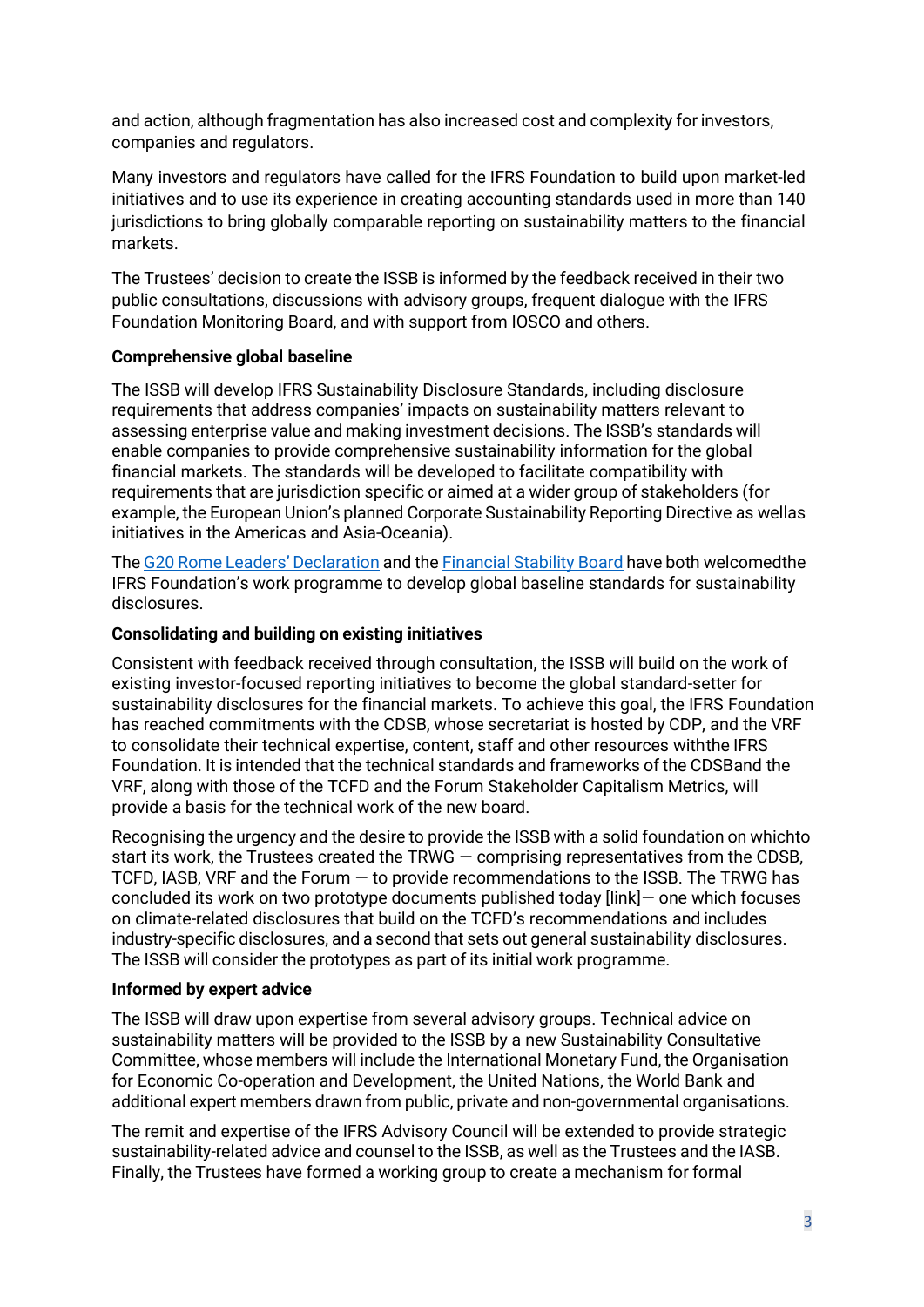and action, although fragmentation has also increased cost and complexity for investors, companies and regulators.

Many investors and regulators have called for the IFRS Foundation to build upon market-led initiatives and to use its experience in creating accounting standards used in more than 140 jurisdictions to bring globally comparable reporting on sustainability matters to the financial markets.

The Trustees' decision to create the ISSB is informed by the feedback received in their two public consultations, discussions with advisory groups, frequent dialogue with the IFRS Foundation Monitoring Board, and with support from IOSCO and others.

**Comprehensive global baseline**

The ISSB will develop IFRS Sustainability Disclosure Standards, including disclosure requirements that address companies' impacts on sustainability matters relevant to assessing enterprise value and making investment decisions. The ISSB's standards will enable companies to provide comprehensive sustainability information for the global financial markets. The standards will be developed to facilitate compatibility with requirements that are jurisdiction specific or aimed at a wider group of stakeholders (for example, the European Union's planned Corporate Sustainability Reporting Directive as wellas initiatives in the Americas and Asia-Oceania).

The G20 Rome Leaders' Declaration and the Financial Stability Board have both welcomedthe IFRS Foundation's work programme to develop global baseline standards for sustainability disclosures.

**Consolidating and building on existing initiatives**

Consistent with feedback received through consultation, the ISSB will build on the work of existing investor-focused reporting initiatives to become the global standard-setter for sustainability disclosures for the financial markets. To achieve this goal, the IFRS Foundation has reached commitments with the CDSB, whose secretariat is hosted by CDP, and the VRF to consolidate their technical expertise, content, staff and other resources withthe IFRS Foundation. It is intended that the technical standards and frameworks of the CDSBand the VRF, along with those of the TCFD and the Forum Stakeholder Capitalism Metrics, will provide a basis for the technical work of the new board.

Recognising the urgency and the desire to provide the ISSB with a solid foundation on whichto start its work, the Trustees created the TRWG — comprising representatives from the CDSB, TCFD, IASB, VRF and the Forum — to provide recommendations to the ISSB. The TRWG has concluded its work on two prototype documents published today [link]— one which focuses on climate-related disclosures that build on the TCFD's recommendations and includes industry-specific disclosures, and a second that sets out general sustainability disclosures. The ISSB will consider the prototypes as part of its initial work programme.

**Informed by expert advice**

The ISSB will draw upon expertise from several advisory groups. Technical advice on sustainability matters will be provided to the ISSB by a new Sustainability Consultative Committee, whose members will include the International Monetary Fund, the Organisation for Economic Co-operation and Development, the United Nations, the World Bank and additional expert members drawn from public, private and non-governmental organisations.

The remit and expertise of the IFRS Advisory Council will be extended to provide strategic sustainability-related advice and counsel to the ISSB, as well as the Trustees and the IASB. Finally, the Trustees have formed a working group to create a mechanism for formal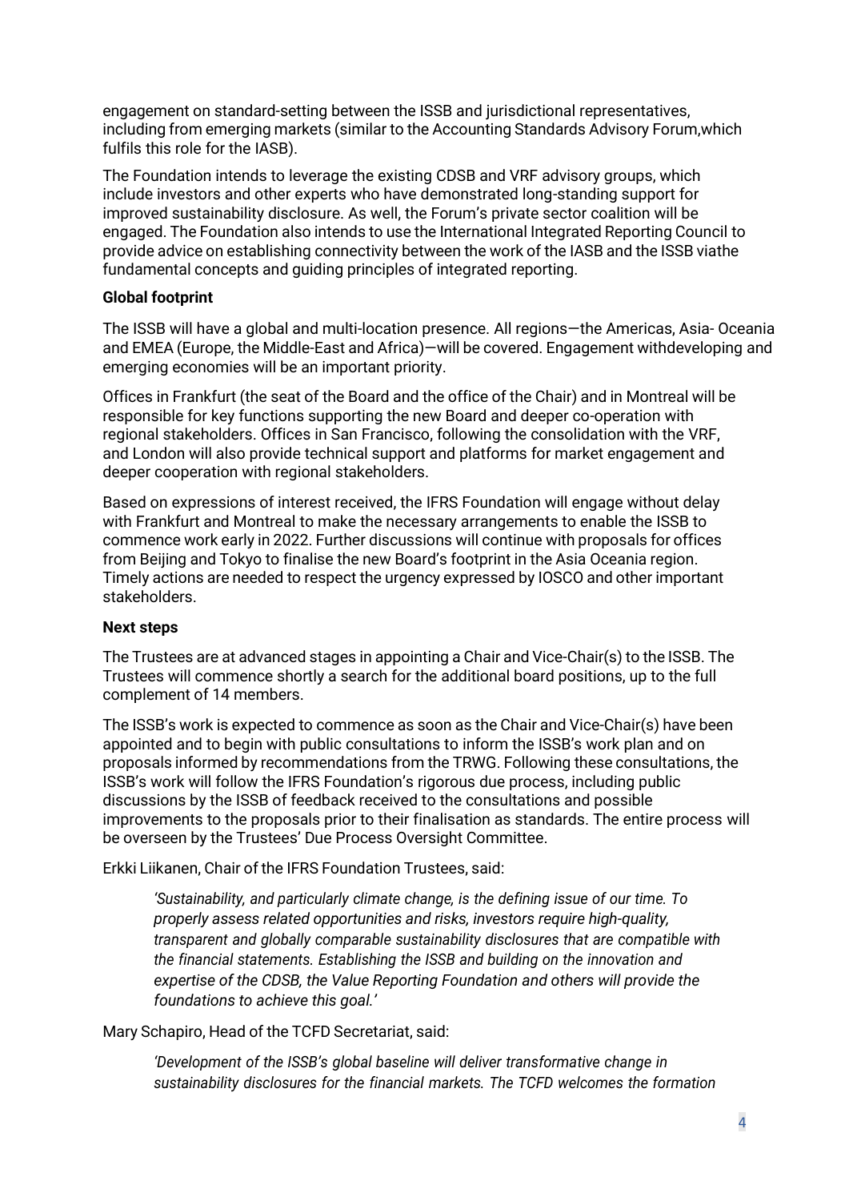engagement on standard-setting between the ISSB and jurisdictional representatives, including from emerging markets (similar to the Accounting Standards Advisory Forum,which fulfils this role for the IASB).

The Foundation intends to leverage the existing CDSB and VRF advisory groups, which include investors and other experts who have demonstrated long-standing support for improved sustainability disclosure. As well, the Forum's private sector coalition will be engaged. The Foundation also intends to use the International Integrated Reporting Council to provide advice on establishing connectivity between the work of the IASB and the ISSB viathe fundamental concepts and guiding principles of integrated reporting.

**Global footprint**

The ISSB will have a global and multi-location presence. All regions—the Americas, Asia- Oceania and EMEA (Europe, the Middle-East and Africa)—will be covered. Engagement withdeveloping and emerging economies will be an important priority.

Offices in Frankfurt (the seat of the Board and the office of the Chair) and in Montreal will be responsible for key functions supporting the new Board and deeper co-operation with regional stakeholders. Offices in San Francisco, following the consolidation with the VRF, and London will also provide technical support and platforms for market engagement and deeper cooperation with regional stakeholders.

Based on expressions of interest received, the IFRS Foundation will engage without delay with Frankfurt and Montreal to make the necessary arrangements to enable the ISSB to commence work early in 2022. Further discussions will continue with proposals for offices from Beijing and Tokyo to finalise the new Board's footprint in the Asia Oceania region. Timely actions are needed to respect the urgency expressed by IOSCO and other important stakeholders.

**Next steps**

The Trustees are at advanced stages in appointing a Chair and Vice-Chair(s) to the ISSB. The Trustees will commence shortly a search for the additional board positions, up to the full complement of 14 members.

The ISSB's work is expected to commence as soon as the Chair and Vice-Chair(s) have been appointed and to begin with public consultations to inform the ISSB's work plan and on proposals informed by recommendations from the TRWG. Following these consultations, the ISSB's work will follow the IFRS Foundation's rigorous due process, including public discussions by the ISSB of feedback received to the consultations and possible improvements to the proposals prior to their finalisation as standards. The entire process will be overseen by the Trustees' Due Process Oversight Committee.

Erkki Liikanen, Chair of the IFRS Foundation Trustees, said:

> *'Sustainability, and particularly climate change, is the defining issue of our time. To properly assess related opportunities and risks, investors require high-quality, transparent and globally comparable sustainability disclosures that are compatible with the financial statements. Establishing the ISSB and building on the innovation and expertise of the CDSB, the Value Reporting Foundation and others will provide the foundations to achieve this goal.'*

Mary Schapiro, Head of the TCFD Secretariat, said:

> *'Development of the ISSB's global baseline will deliver transformative change in sustainability disclosures for the financial markets. The TCFD welcomes the formation*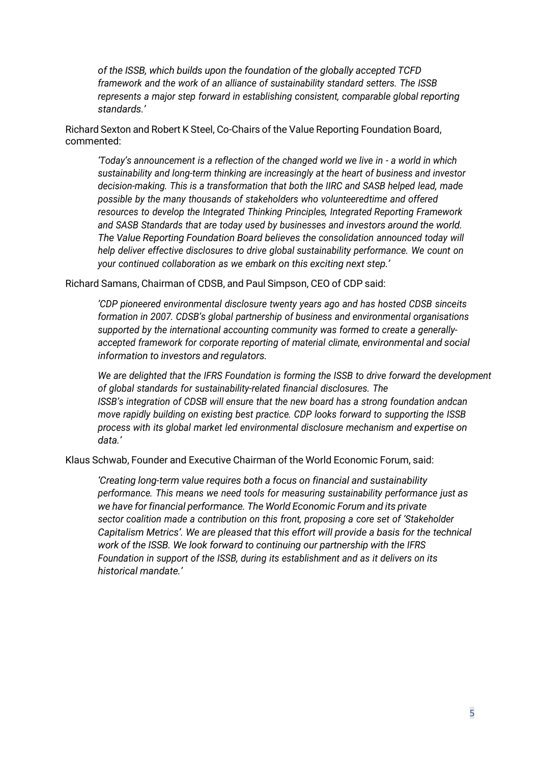*of the ISSB, which builds upon the foundation of the globally accepted TCFD framework and the work of an alliance of sustainability standard setters. The ISSB represents a major step forward in establishing consistent, comparable global reporting standards.'*

Richard Sexton and Robert K Steel, Co-Chairs of the Value Reporting Foundation Board, commented:

> *'Today's announcement is a reflection of the changed world we live in - a world in which sustainability and long-term thinking are increasingly at the heart of business and investor decision-making. This is a transformation that both the IIRC and SASB helped lead, made possible by the many thousands of stakeholders who volunteeredtime and offered resources to develop the Integrated Thinking Principles, Integrated Reporting Framework and SASB Standards that are today used by businesses and investors around the world. The Value Reporting Foundation Board believes the consolidation announced today will help deliver effective disclosures to drive global sustainability performance. We count on your continued collaboration as we embark on this exciting next step.'*

Richard Samans, Chairman of CDSB, and Paul Simpson, CEO of CDP said:

> *'CDP pioneered environmental disclosure twenty years ago and has hosted CDSB sinceits formation in 2007. CDSB's global partnership of business and environmental organisations supported by the international accounting community was formed to create a generally-accepted framework for corporate reporting of material climate, environmental and social information to investors and regulators.*
>
> *We are delighted that the IFRS Foundation is forming the ISSB to drive forward the development of global standards for sustainability-related financial disclosures. The ISSB's integration of CDSB will ensure that the new board has a strong foundation andcan move rapidly building on existing best practice. CDP looks forward to supporting the ISSB process with its global market led environmental disclosure mechanism and expertise on data.'*

Klaus Schwab, Founder and Executive Chairman of the World Economic Forum, said:

> *'Creating long-term value requires both a focus on financial and sustainability performance. This means we need tools for measuring sustainability performance just as we have for financial performance. The World Economic Forum and its private sector coalition made a contribution on this front, proposing a core set of 'Stakeholder Capitalism Metrics'. We are pleased that this effort will provide a basis for the technical work of the ISSB. We look forward to continuing our partnership with the IFRS Foundation in support of the ISSB, during its establishment and as it delivers on its historical mandate.'*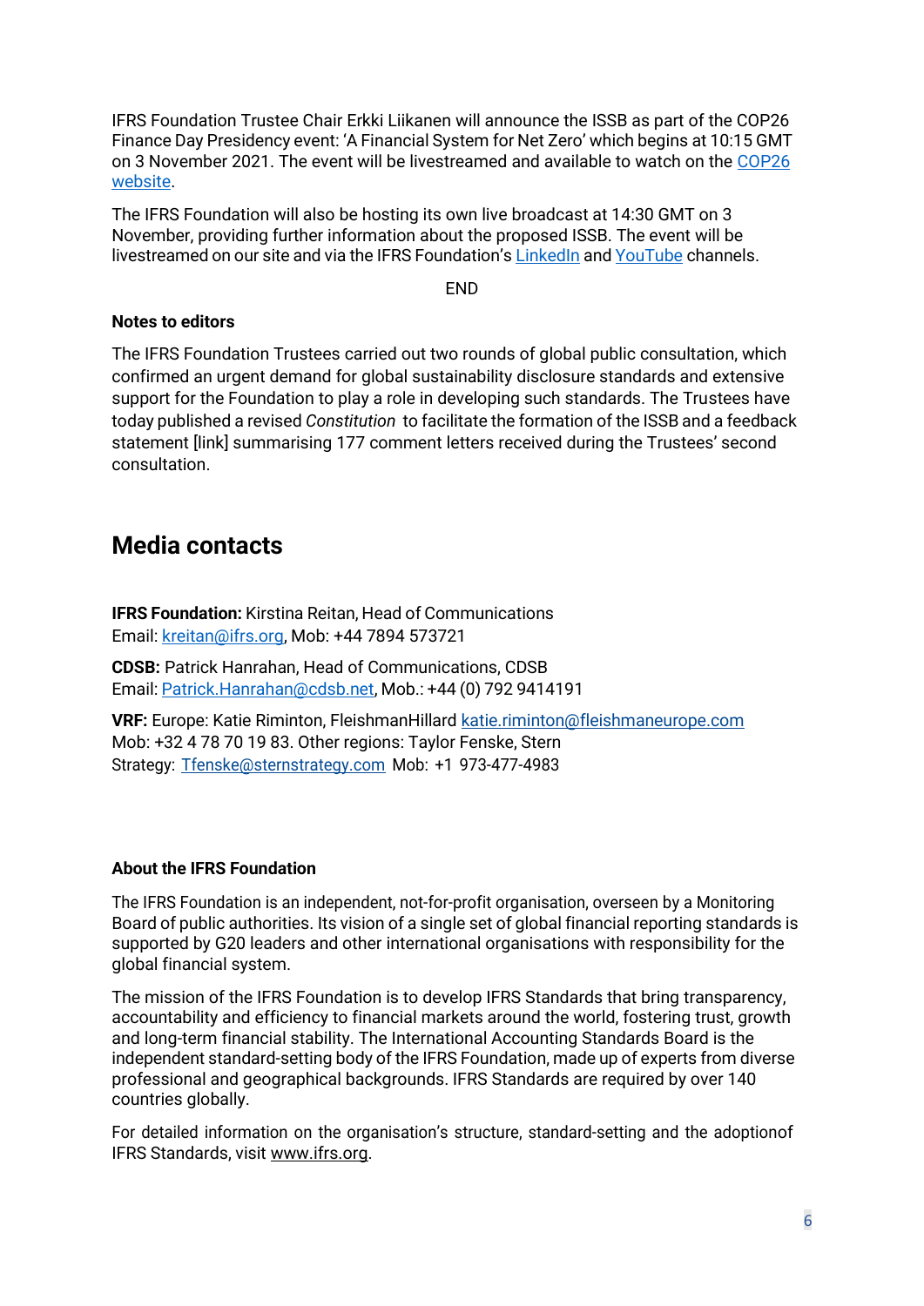IFRS Foundation Trustee Chair Erkki Liikanen will announce the ISSB as part of the COP26 Finance Day Presidency event: 'A Financial System for Net Zero' which begins at 10:15 GMT on 3 November 2021. The event will be livestreamed and available to watch on the [COP26 website](#).

The IFRS Foundation will also be hosting its own live broadcast at 14:30 GMT on 3 November, providing further information about the proposed ISSB. The event will be livestreamed on our site and via the IFRS Foundation's [LinkedIn](#) and [YouTube](#) channels.

END

**Notes to editors**

The IFRS Foundation Trustees carried out two rounds of global public consultation, which confirmed an urgent demand for global sustainability disclosure standards and extensive support for the Foundation to play a role in developing such standards. The Trustees have today published a revised *Constitution* to facilitate the formation of the ISSB and a feedback statement [link] summarising 177 comment letters received during the Trustees' second consultation.

## Media contacts

**IFRS Foundation:** Kirstina Reitan, Head of Communications
Email: kreitan@ifrs.org, Mob: +44 7894 573721

**CDSB:** Patrick Hanrahan, Head of Communications, CDSB
Email: Patrick.Hanrahan@cdsb.net, Mob.: +44 (0) 792 9414191

**VRF:** Europe: Katie Riminton, FleishmanHillard katie.riminton@fleishmaneurope.com Mob: +32 4 78 70 19 83. Other regions: Taylor Fenske, Stern Strategy: Tfenske@sternstrategy.com Mob: +1 973-477-4983

**About the IFRS Foundation**

The IFRS Foundation is an independent, not-for-profit organisation, overseen by a Monitoring Board of public authorities. Its vision of a single set of global financial reporting standards is supported by G20 leaders and other international organisations with responsibility for the global financial system.

The mission of the IFRS Foundation is to develop IFRS Standards that bring transparency, accountability and efficiency to financial markets around the world, fostering trust, growth and long-term financial stability. The International Accounting Standards Board is the independent standard-setting body of the IFRS Foundation, made up of experts from diverse professional and geographical backgrounds. IFRS Standards are required by over 140 countries globally.

For detailed information on the organisation's structure, standard-setting and the adoptionof IFRS Standards, visit www.ifrs.org.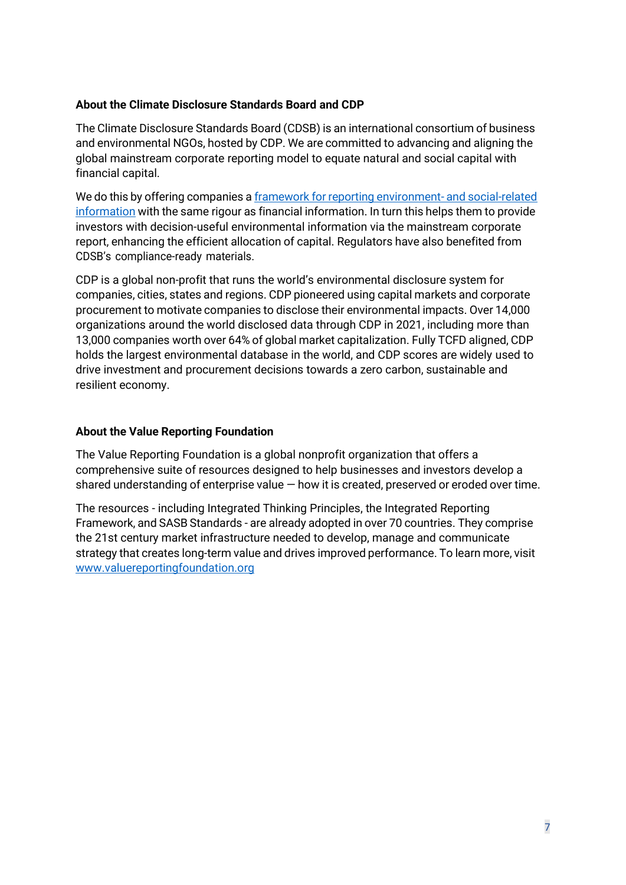**About the Climate Disclosure Standards Board and CDP**

The Climate Disclosure Standards Board (CDSB) is an international consortium of business and environmental NGOs, hosted by CDP. We are committed to advancing and aligning the global mainstream corporate reporting model to equate natural and social capital with financial capital.

We do this by offering companies a [framework for reporting environment- and social-related information]() with the same rigour as financial information. In turn this helps them to provide investors with decision-useful environmental information via the mainstream corporate report, enhancing the efficient allocation of capital. Regulators have also benefited from CDSB's compliance-ready materials.

CDP is a global non-profit that runs the world's environmental disclosure system for companies, cities, states and regions. CDP pioneered using capital markets and corporate procurement to motivate companies to disclose their environmental impacts. Over 14,000 organizations around the world disclosed data through CDP in 2021, including more than 13,000 companies worth over 64% of global market capitalization. Fully TCFD aligned, CDP holds the largest environmental database in the world, and CDP scores are widely used to drive investment and procurement decisions towards a zero carbon, sustainable and resilient economy.

**About the Value Reporting Foundation**

The Value Reporting Foundation is a global nonprofit organization that offers a comprehensive suite of resources designed to help businesses and investors develop a shared understanding of enterprise value — how it is created, preserved or eroded over time.

The resources - including Integrated Thinking Principles, the Integrated Reporting Framework, and SASB Standards - are already adopted in over 70 countries. They comprise the 21st century market infrastructure needed to develop, manage and communicate strategy that creates long-term value and drives improved performance. To learn more, visit [www.valuereportingfoundation.org](www.valuereportingfoundation.org)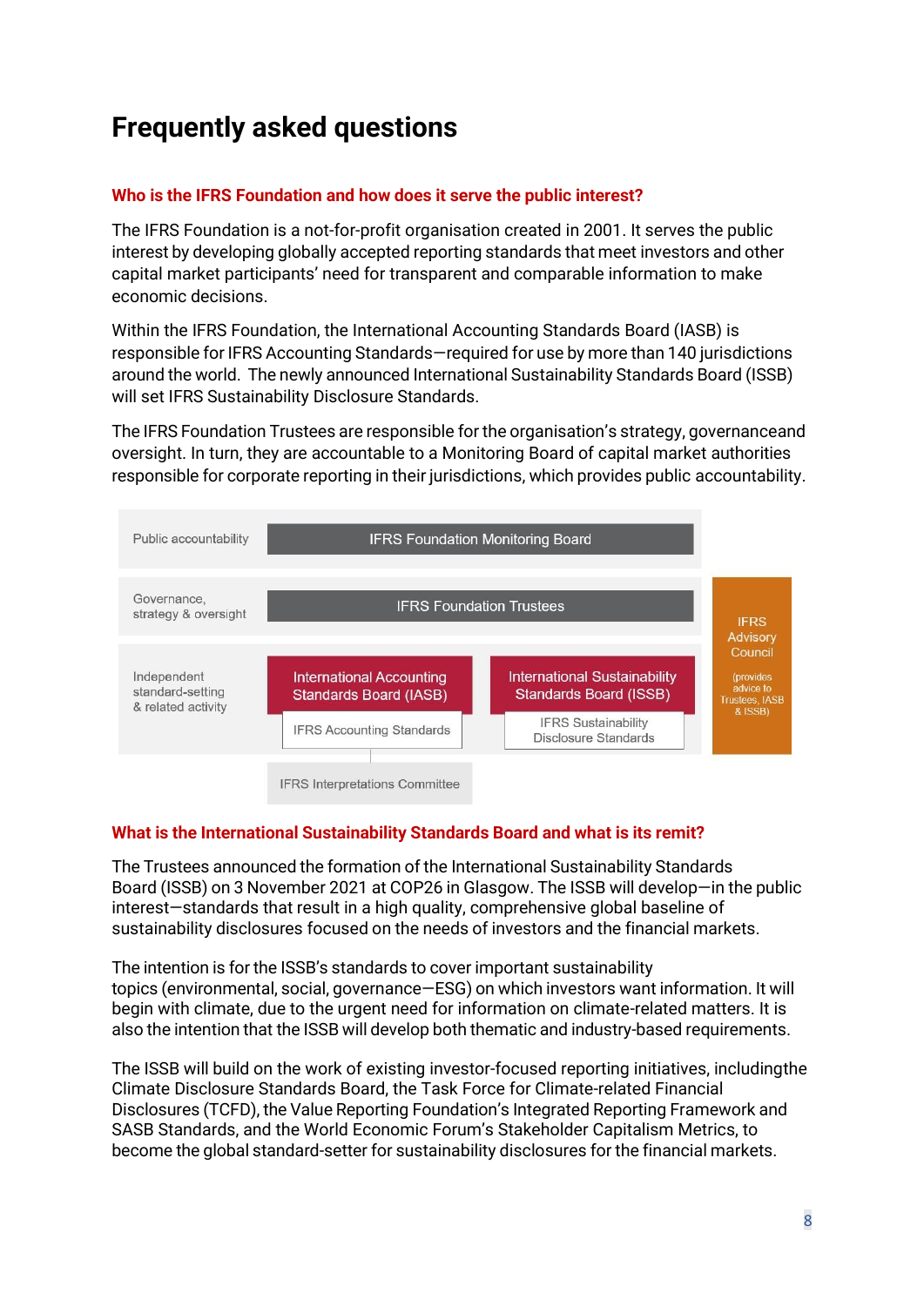# Frequently asked questions

## Who is the IFRS Foundation and how does it serve the public interest?

The IFRS Foundation is a not-for-profit organisation created in 2001. It serves the public interest by developing globally accepted reporting standards that meet investors and other capital market participants' need for transparent and comparable information to make economic decisions.

Within the IFRS Foundation, the International Accounting Standards Board (IASB) is responsible for IFRS Accounting Standards—required for use by more than 140 jurisdictions around the world. The newly announced International Sustainability Standards Board (ISSB) will set IFRS Sustainability Disclosure Standards.

The IFRS Foundation Trustees are responsible for the organisation's strategy, governanceand oversight. In turn, they are accountable to a Monitoring Board of capital market authorities responsible for corporate reporting in their jurisdictions, which provides public accountability.

| | | | |
|---|---|---|---|
| Public accountability | IFRS Foundation Monitoring Board | | |
| Governance, strategy & oversight | IFRS Foundation Trustees | | IFRS Advisory Council (provides advice to Trustees, IASB & ISSB) |
| Independent standard-setting & related activity | International Accounting Standards Board (IASB) — IFRS Accounting Standards | International Sustainability Standards Board (ISSB) — IFRS Sustainability Disclosure Standards | |
| | IFRS Interpretations Committee | | |

## What is the International Sustainability Standards Board and what is its remit?

The Trustees announced the formation of the International Sustainability Standards Board (ISSB) on 3 November 2021 at COP26 in Glasgow. The ISSB will develop—in the public interest—standards that result in a high quality, comprehensive global baseline of sustainability disclosures focused on the needs of investors and the financial markets.

The intention is for the ISSB's standards to cover important sustainability topics (environmental, social, governance—ESG) on which investors want information. It will begin with climate, due to the urgent need for information on climate-related matters. It is also the intention that the ISSB will develop both thematic and industry-based requirements.

The ISSB will build on the work of existing investor-focused reporting initiatives, includingthe Climate Disclosure Standards Board, the Task Force for Climate-related Financial Disclosures (TCFD), the Value Reporting Foundation's Integrated Reporting Framework and SASB Standards, and the World Economic Forum's Stakeholder Capitalism Metrics, to become the global standard-setter for sustainability disclosures for the financial markets.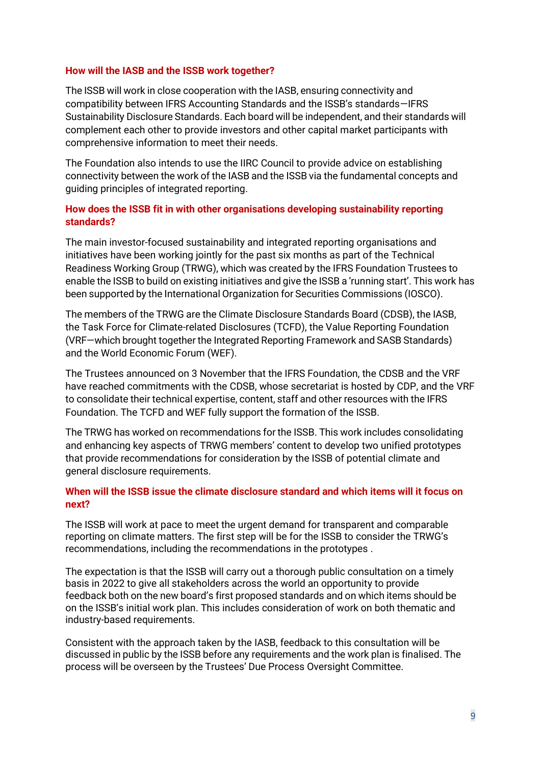## How will the IASB and the ISSB work together?

The ISSB will work in close cooperation with the IASB, ensuring connectivity and compatibility between IFRS Accounting Standards and the ISSB's standards—IFRS Sustainability Disclosure Standards. Each board will be independent, and their standards will complement each other to provide investors and other capital market participants with comprehensive information to meet their needs.

The Foundation also intends to use the IIRC Council to provide advice on establishing connectivity between the work of the IASB and the ISSB via the fundamental concepts and guiding principles of integrated reporting.

## How does the ISSB fit in with other organisations developing sustainability reporting standards?

The main investor-focused sustainability and integrated reporting organisations and initiatives have been working jointly for the past six months as part of the Technical Readiness Working Group (TRWG), which was created by the IFRS Foundation Trustees to enable the ISSB to build on existing initiatives and give the ISSB a 'running start'. This work has been supported by the International Organization for Securities Commissions (IOSCO).

The members of the TRWG are the Climate Disclosure Standards Board (CDSB), the IASB, the Task Force for Climate-related Disclosures (TCFD), the Value Reporting Foundation (VRF—which brought together the Integrated Reporting Framework and SASB Standards) and the World Economic Forum (WEF).

The Trustees announced on 3 November that the IFRS Foundation, the CDSB and the VRF have reached commitments with the CDSB, whose secretariat is hosted by CDP, and the VRF to consolidate their technical expertise, content, staff and other resources with the IFRS Foundation. The TCFD and WEF fully support the formation of the ISSB.

The TRWG has worked on recommendations for the ISSB. This work includes consolidating and enhancing key aspects of TRWG members' content to develop two unified prototypes that provide recommendations for consideration by the ISSB of potential climate and general disclosure requirements.

## When will the ISSB issue the climate disclosure standard and which items will it focus on next?

The ISSB will work at pace to meet the urgent demand for transparent and comparable reporting on climate matters. The first step will be for the ISSB to consider the TRWG's recommendations, including the recommendations in the prototypes .

The expectation is that the ISSB will carry out a thorough public consultation on a timely basis in 2022 to give all stakeholders across the world an opportunity to provide feedback both on the new board's first proposed standards and on which items should be on the ISSB's initial work plan. This includes consideration of work on both thematic and industry-based requirements.

Consistent with the approach taken by the IASB, feedback to this consultation will be discussed in public by the ISSB before any requirements and the work plan is finalised. The process will be overseen by the Trustees' Due Process Oversight Committee.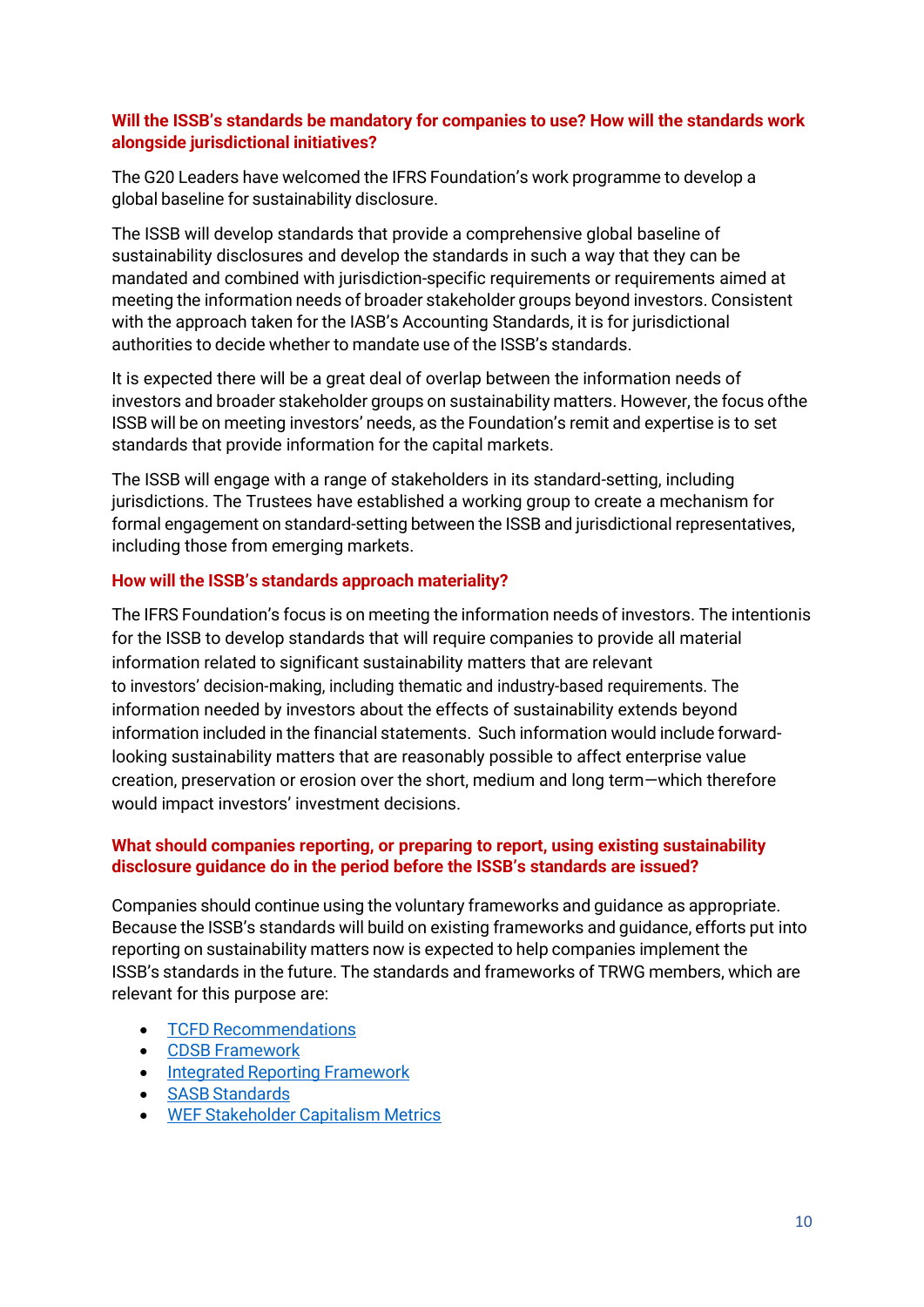**Will the ISSB's standards be mandatory for companies to use? How will the standards work alongside jurisdictional initiatives?**

The G20 Leaders have welcomed the IFRS Foundation's work programme to develop a global baseline for sustainability disclosure.

The ISSB will develop standards that provide a comprehensive global baseline of sustainability disclosures and develop the standards in such a way that they can be mandated and combined with jurisdiction-specific requirements or requirements aimed at meeting the information needs of broader stakeholder groups beyond investors. Consistent with the approach taken for the IASB's Accounting Standards, it is for jurisdictional authorities to decide whether to mandate use of the ISSB's standards.

It is expected there will be a great deal of overlap between the information needs of investors and broader stakeholder groups on sustainability matters. However, the focus ofthe ISSB will be on meeting investors' needs, as the Foundation's remit and expertise is to set standards that provide information for the capital markets.

The ISSB will engage with a range of stakeholders in its standard-setting, including jurisdictions. The Trustees have established a working group to create a mechanism for formal engagement on standard-setting between the ISSB and jurisdictional representatives, including those from emerging markets.

**How will the ISSB's standards approach materiality?**

The IFRS Foundation's focus is on meeting the information needs of investors. The intentionis for the ISSB to develop standards that will require companies to provide all material information related to significant sustainability matters that are relevant to investors' decision-making, including thematic and industry-based requirements. The information needed by investors about the effects of sustainability extends beyond information included in the financial statements. Such information would include forward-looking sustainability matters that are reasonably possible to affect enterprise value creation, preservation or erosion over the short, medium and long term—which therefore would impact investors' investment decisions.

**What should companies reporting, or preparing to report, using existing sustainability disclosure guidance do in the period before the ISSB's standards are issued?**

Companies should continue using the voluntary frameworks and guidance as appropriate. Because the ISSB's standards will build on existing frameworks and guidance, efforts put into reporting on sustainability matters now is expected to help companies implement the ISSB's standards in the future. The standards and frameworks of TRWG members, which are relevant for this purpose are:

- TCFD Recommendations
- CDSB Framework
- Integrated Reporting Framework
- SASB Standards
- WEF Stakeholder Capitalism Metrics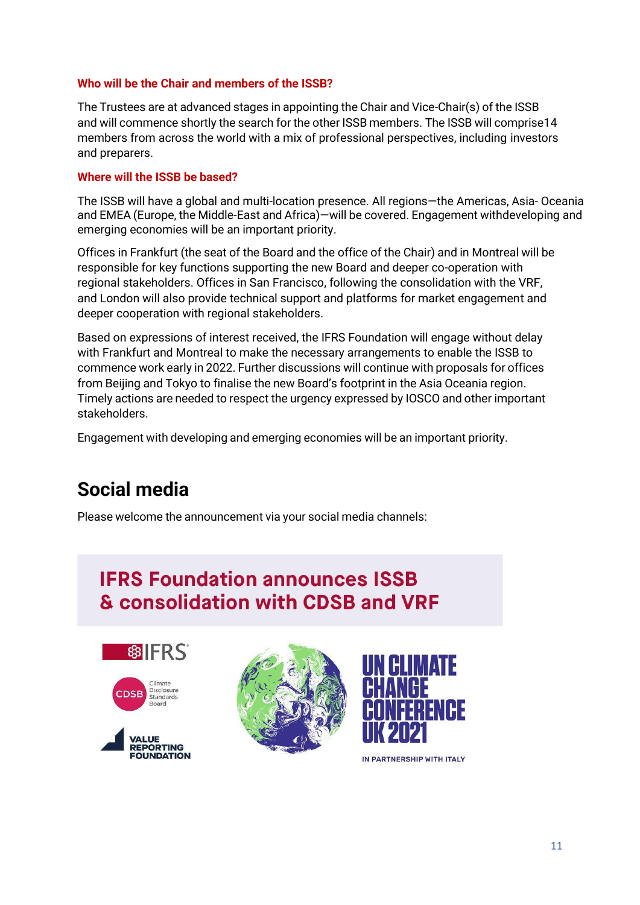**Who will be the Chair and members of the ISSB?**

The Trustees are at advanced stages in appointing the Chair and Vice-Chair(s) of the ISSB and will commence shortly the search for the other ISSB members. The ISSB will comprise14 members from across the world with a mix of professional perspectives, including investors and preparers.

**Where will the ISSB be based?**

The ISSB will have a global and multi-location presence. All regions—the Americas, Asia- Oceania and EMEA (Europe, the Middle-East and Africa)—will be covered. Engagement withdeveloping and emerging economies will be an important priority.

Offices in Frankfurt (the seat of the Board and the office of the Chair) and in Montreal will be responsible for key functions supporting the new Board and deeper co-operation with regional stakeholders. Offices in San Francisco, following the consolidation with the VRF, and London will also provide technical support and platforms for market engagement and deeper cooperation with regional stakeholders.

Based on expressions of interest received, the IFRS Foundation will engage without delay with Frankfurt and Montreal to make the necessary arrangements to enable the ISSB to commence work early in 2022. Further discussions will continue with proposals for offices from Beijing and Tokyo to finalise the new Board's footprint in the Asia Oceania region. Timely actions are needed to respect the urgency expressed by IOSCO and other important stakeholders.

Engagement with developing and emerging economies will be an important priority.

## Social media

Please welcome the announcement via your social media channels:

**IFRS Foundation announces ISSB & consolidation with CDSB and VRF**

IFRS

CDSB Climate Disclosure Standards Board

VALUE REPORTING FOUNDATION

UN CLIMATE CHANGE CONFERENCE UK 2021

IN PARTNERSHIP WITH ITALY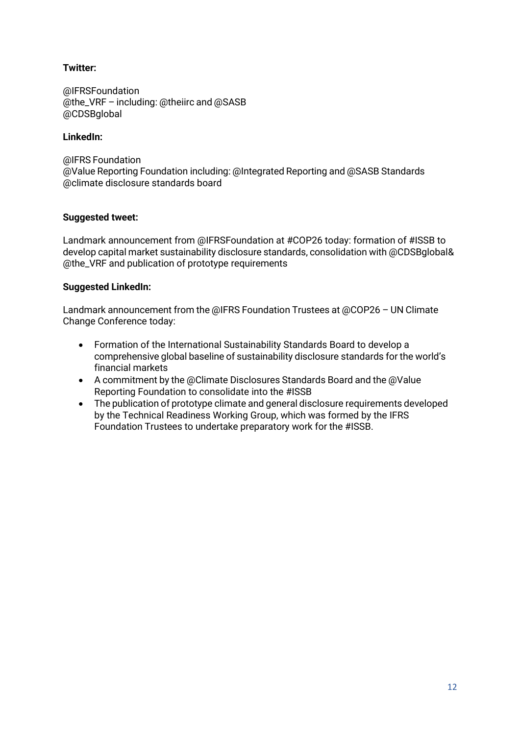**Twitter:**

@IFRSFoundation
@the_VRF – including: @theiirc and @SASB
@CDSBglobal

**LinkedIn:**

@IFRS Foundation
@Value Reporting Foundation including: @Integrated Reporting and @SASB Standards
@climate disclosure standards board

**Suggested tweet:**

Landmark announcement from @IFRSFoundation at #COP26 today: formation of #ISSB to develop capital market sustainability disclosure standards, consolidation with @CDSBglobal& @the_VRF and publication of prototype requirements

**Suggested LinkedIn:**

Landmark announcement from the @IFRS Foundation Trustees at @COP26 – UN Climate Change Conference today:

- Formation of the International Sustainability Standards Board to develop a comprehensive global baseline of sustainability disclosure standards for the world's financial markets
- A commitment by the @Climate Disclosures Standards Board and the @Value Reporting Foundation to consolidate into the #ISSB
- The publication of prototype climate and general disclosure requirements developed by the Technical Readiness Working Group, which was formed by the IFRS Foundation Trustees to undertake preparatory work for the #ISSB.